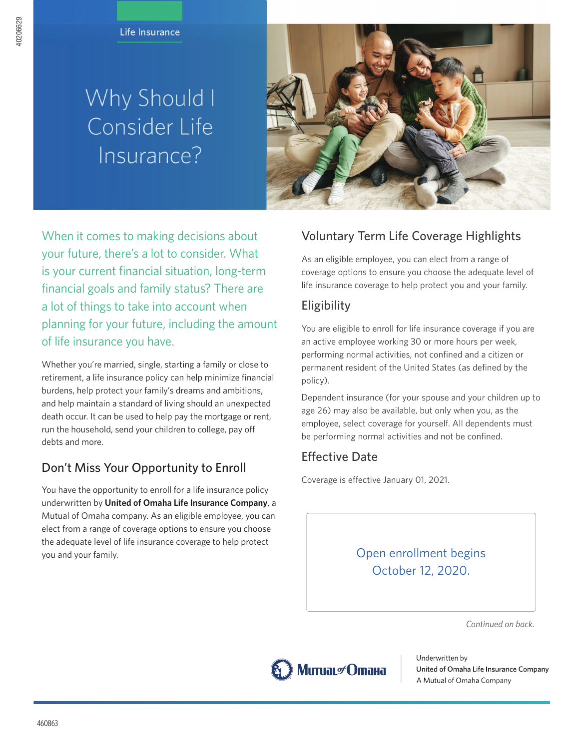Life Insurance

# Why Should I Consider Life Insurance?

When it comes to making decisions about your future, there's a lot to consider. What is your current financial situation, long-term financial goals and family status? There are a lot of things to take into account when planning for your future, including the amount of life insurance you have.

Whether you're married, single, starting a family or close to retirement, a life insurance policy can help minimize financial burdens, help protect your family's dreams and ambitions, and help maintain a standard of living should an unexpected death occur. It can be used to help pay the mortgage or rent, run the household, send your children to college, pay off debts and more.

## Don't Miss Your Opportunity to Enroll

You have the opportunity to enroll for a life insurance policy underwritten by **United of Omaha Life Insurance Company**, a Mutual of Omaha company. As an eligible employee, you can elect from a range of coverage options to ensure you choose the adequate level of life insurance coverage to help protect you and your family.

## Voluntary Term Life Coverage Highlights

As an eligible employee, you can elect from a range of coverage options to ensure you choose the adequate level of life insurance coverage to help protect you and your family.

## Eligibility

You are eligible to enroll for life insurance coverage if you are an active employee working 30 or more hours per week, performing normal activities, not confined and a citizen or permanent resident of the United States (as defined by the policy).

Dependent insurance (for your spouse and your children up to age 26) may also be available, but only when you, as the employee, select coverage for yourself. All dependents must be performing normal activities and not be confined.

## Effective Date

Coverage is effective January 01, 2021.

Open enrollment begins October 12, 2020.

*Continued on back.*

Mutual of Omaha

Underwritten by
United of Omaha Life Insurance Company
A Mutual of Omaha Company

460863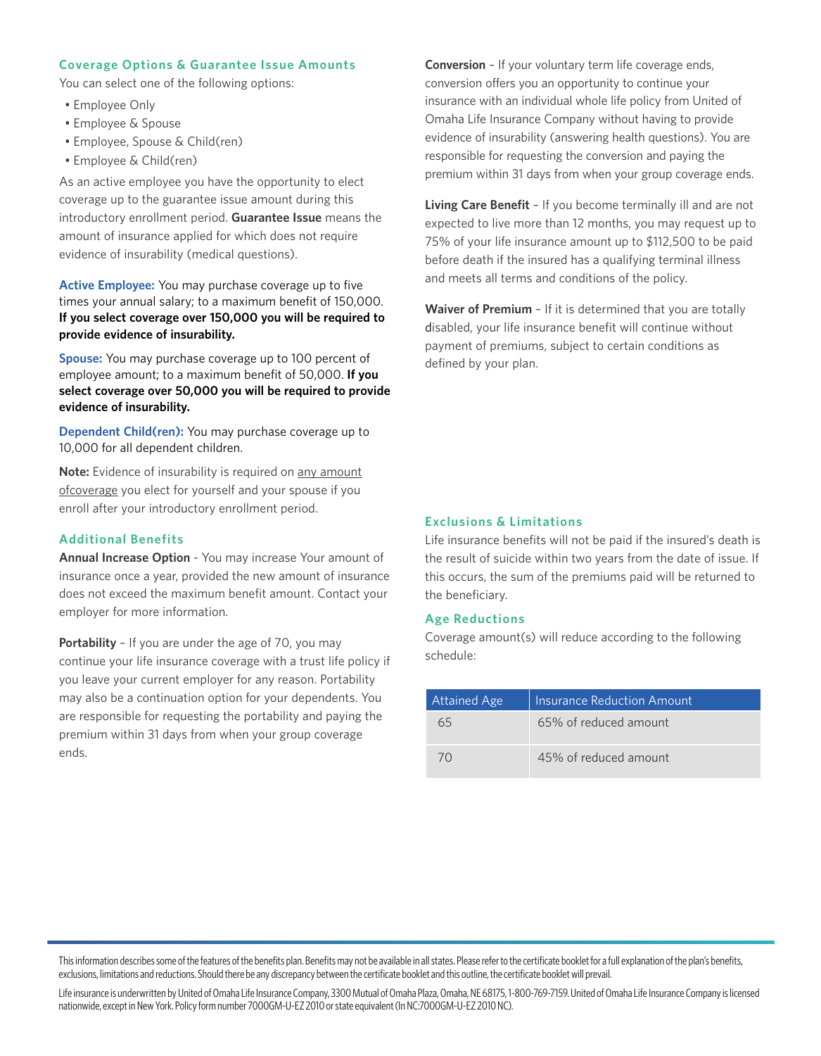## Coverage Options & Guarantee Issue Amounts

You can select one of the following options:

- Employee Only
- Employee & Spouse
- Employee, Spouse & Child(ren)
- Employee & Child(ren)

As an active employee you have the opportunity to elect coverage up to the guarantee issue amount during this introductory enrollment period. **Guarantee Issue** means the amount of insurance applied for which does not require evidence of insurability (medical questions).

**Active Employee:** You may purchase coverage up to five times your annual salary; to a maximum benefit of 150,000. **If you select coverage over 150,000 you will be required to provide evidence of insurability.**

**Spouse:** You may purchase coverage up to 100 percent of employee amount; to a maximum benefit of 50,000. **If you select coverage over 50,000 you will be required to provide evidence of insurability.**

**Dependent Child(ren):** You may purchase coverage up to 10,000 for all dependent children.

**Note:** Evidence of insurability is required on any amount ofcoverage you elect for yourself and your spouse if you enroll after your introductory enrollment period.

## Additional Benefits

**Annual Increase Option** - You may increase Your amount of insurance once a year, provided the new amount of insurance does not exceed the maximum benefit amount. Contact your employer for more information.

**Portability** – If you are under the age of 70, you may continue your life insurance coverage with a trust life policy if you leave your current employer for any reason. Portability may also be a continuation option for your dependents. You are responsible for requesting the portability and paying the premium within 31 days from when your group coverage ends.

**Conversion** – If your voluntary term life coverage ends, conversion offers you an opportunity to continue your insurance with an individual whole life policy from United of Omaha Life Insurance Company without having to provide evidence of insurability (answering health questions). You are responsible for requesting the conversion and paying the premium within 31 days from when your group coverage ends.

**Living Care Benefit** – If you become terminally ill and are not expected to live more than 12 months, you may request up to 75% of your life insurance amount up to $112,500 to be paid before death if the insured has a qualifying terminal illness and meets all terms and conditions of the policy.

**Waiver of Premium** – If it is determined that you are totally disabled, your life insurance benefit will continue without payment of premiums, subject to certain conditions as defined by your plan.

## Exclusions & Limitations

Life insurance benefits will not be paid if the insured's death is the result of suicide within two years from the date of issue. If this occurs, the sum of the premiums paid will be returned to the beneficiary.

## Age Reductions

Coverage amount(s) will reduce according to the following schedule:

| Attained Age | Insurance Reduction Amount |
|---|---|
| 65 | 65% of reduced amount |
| 70 | 45% of reduced amount |

This information describes some of the features of the benefits plan. Benefits may not be available in all states. Please refer to the certificate booklet for a full explanation of the plan's benefits, exclusions, limitations and reductions. Should there be any discrepancy between the certificate booklet and this outline, the certificate booklet will prevail.

Life insurance is underwritten by United of Omaha Life Insurance Company, 3300 Mutual of Omaha Plaza, Omaha, NE 68175, 1-800-769-7159. United of Omaha Life Insurance Company is licensed nationwide, except in New York. Policy form number 7000GM-U-EZ 2010 or state equivalent (In NC:7000GM-U-EZ 2010 NC).